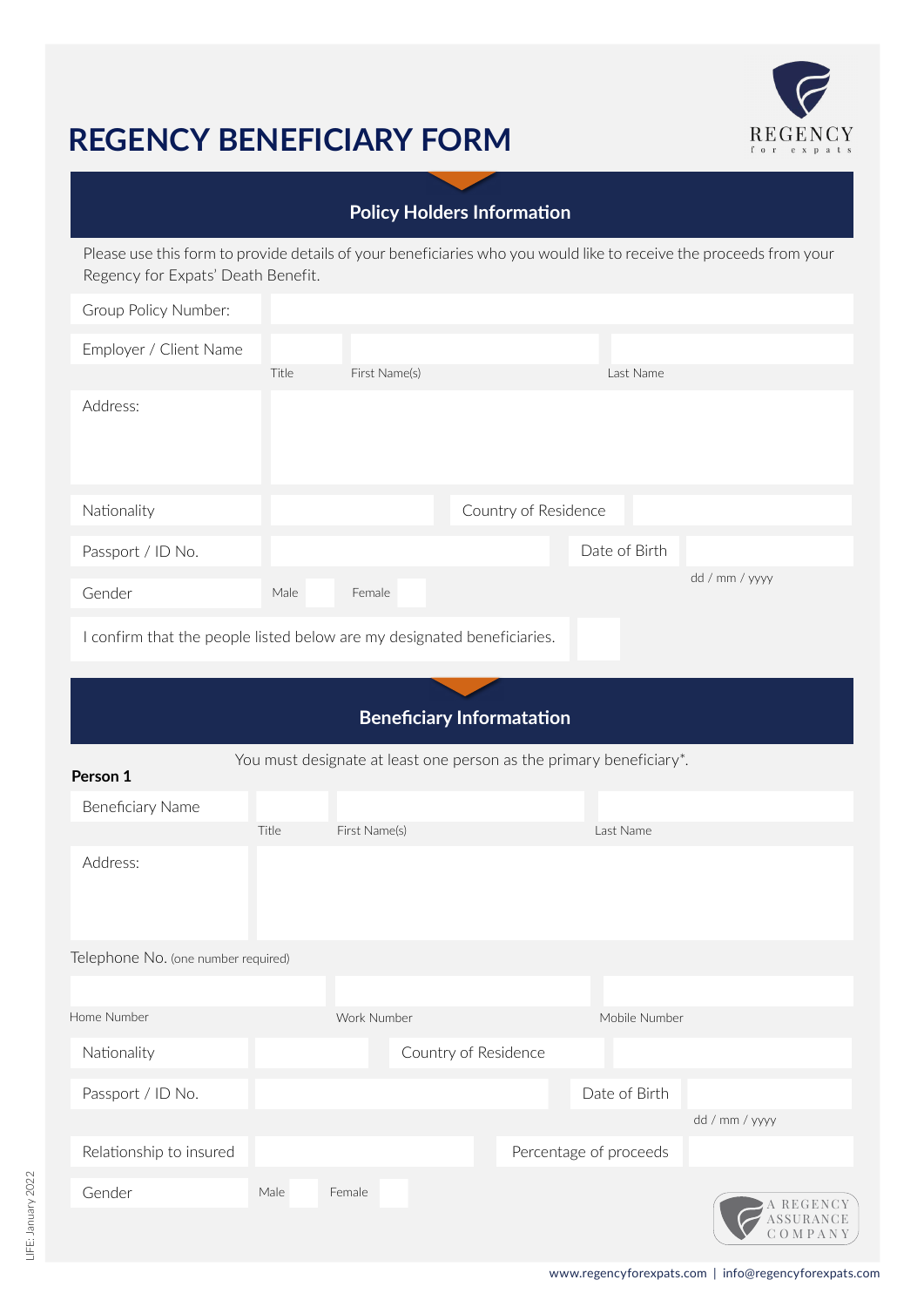# REGENCY BENEFICIARY FORM

REGENCY for expats

## Policy Holders Information

Please use this form to provide details of your beneficiaries who you would like to receive the proceeds from your Regency for Expats' Death Benefit.

| | | | |
|---|---|---|---|
| Group Policy Number: | | | |
| Employer / Client Name | Title | First Name(s) | Last Name |
| Address: | | | |
| Nationality | | Country of Residence | |
| Passport / ID No. | | Date of Birth | dd / mm / yyyy |
| Gender | Male | Female | |

I confirm that the people listed below are my designated beneficiaries. ☐

## Beneficiary Informatation

You must designate at least one person as the primary beneficiary*.

**Person 1**

| | | | |
|---|---|---|---|
| Beneficiary Name | Title | First Name(s) | Last Name |
| Address: | | | |

Telephone No. (one number required)

| Home Number | Work Number | Mobile Number |
|---|---|---|
| | | |

| | | | |
|---|---|---|---|
| Nationality | | Country of Residence | |
| Passport / ID No. | | Date of Birth | dd / mm / yyyy |
| Relationship to insured | | Percentage of proceeds | |
| Gender | Male | Female | |

A REGENCY ASSURANCE COMPANY

LIFE: January 2022

www.regencyforexpats.com | info@regencyforexpats.com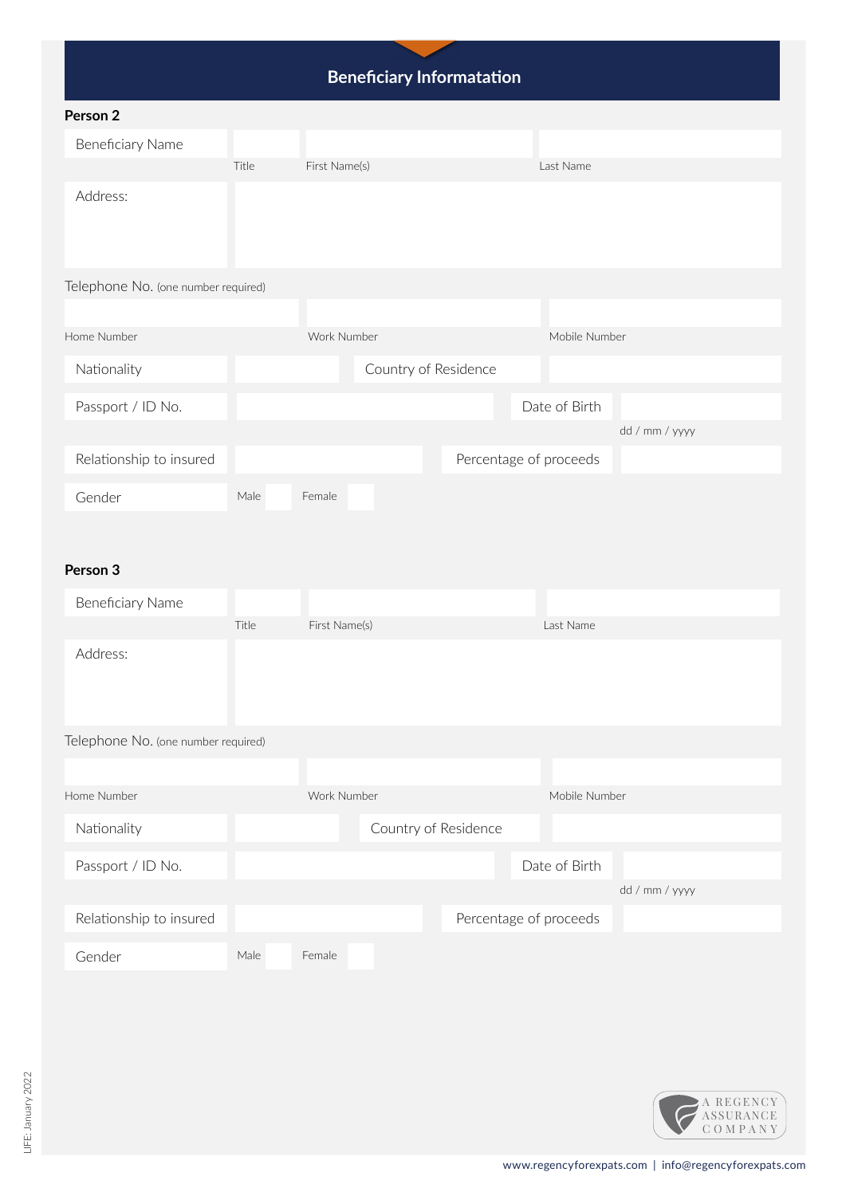# Beneficiary Informatation

## Person 2

| Beneficiary Name | | | |
|---|---|---|---|
| | Title | First Name(s) | Last Name |

Address:

Telephone No. (one number required)

| Home Number | Work Number | Mobile Number |
|---|---|---|
| | | |

| | | | |
|---|---|---|---|
| Nationality | | Country of Residence | |
| Passport / ID No. | | Date of Birth | dd / mm / yyyy |
| Relationship to insured | | Percentage of proceeds | |
| Gender | Male ☐ Female ☐ | | |

## Person 3

| Beneficiary Name | | | |
|---|---|---|---|
| | Title | First Name(s) | Last Name |

Address:

Telephone No. (one number required)

| Home Number | Work Number | Mobile Number |
|---|---|---|
| | | |

| | | | |
|---|---|---|---|
| Nationality | | Country of Residence | |
| Passport / ID No. | | Date of Birth | dd / mm / yyyy |
| Relationship to insured | | Percentage of proceeds | |
| Gender | Male ☐ Female ☐ | | |

A REGENCY ASSURANCE COMPANY

LIFE: January 2022

www.regencyforexpats.com | info@regencyforexpats.com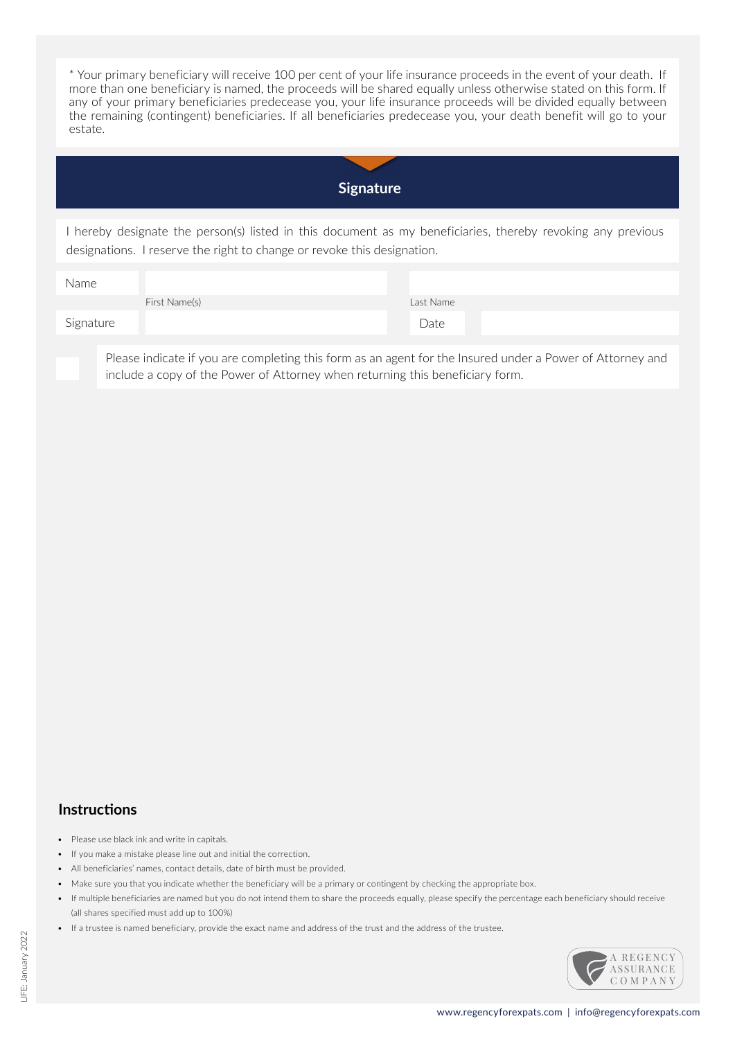* Your primary beneficiary will receive 100 per cent of your life insurance proceeds in the event of your death. If more than one beneficiary is named, the proceeds will be shared equally unless otherwise stated on this form. If any of your primary beneficiaries predecease you, your life insurance proceeds will be divided equally between the remaining (contingent) beneficiaries. If all beneficiaries predecease you, your death benefit will go to your estate.

## Signature

I hereby designate the person(s) listed in this document as my beneficiaries, thereby revoking any previous designations. I reserve the right to change or revoke this designation.

| | | | |
|---|---|---|---|
| Name | | | |
| | First Name(s) | Last Name | |
| Signature | | Date | |

☐ Please indicate if you are completing this form as an agent for the Insured under a Power of Attorney and include a copy of the Power of Attorney when returning this beneficiary form.

## Instructions

- Please use black ink and write in capitals.
- If you make a mistake please line out and initial the correction.
- All beneficiaries' names, contact details, date of birth must be provided.
- Make sure you that you indicate whether the beneficiary will be a primary or contingent by checking the appropriate box.
- If multiple beneficiaries are named but you do not intend them to share the proceeds equally, please specify the percentage each beneficiary should receive (all shares specified must add up to 100%)
- If a trustee is named beneficiary, provide the exact name and address of the trust and the address of the trustee.

LIFE: January 2022

A REGENCY ASSURANCE COMPANY

www.regencyforexpats.com | info@regencyforexpats.com